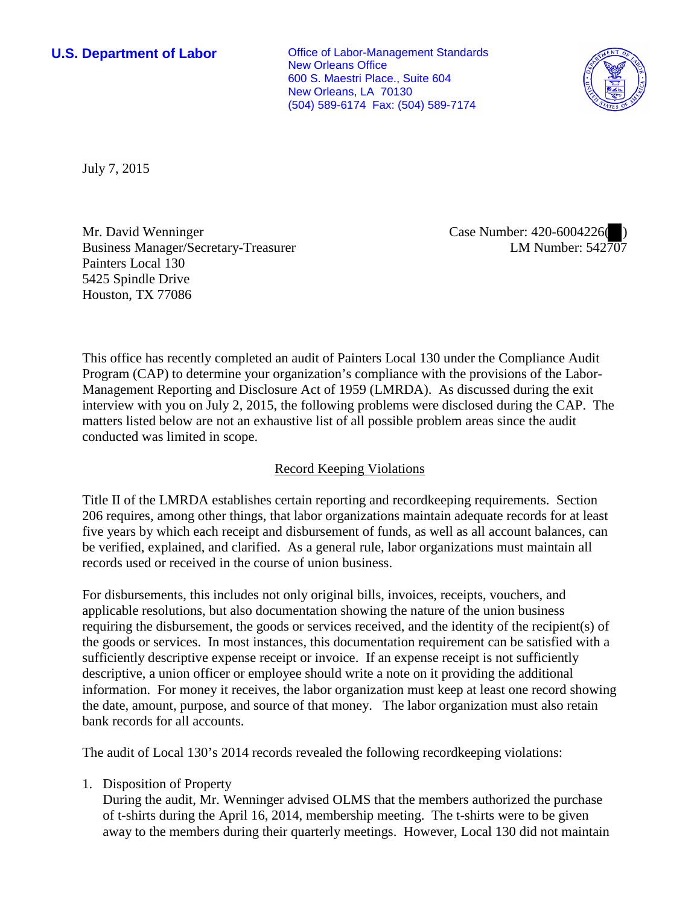**U.S. Department of Labor**

Office of Labor-Management Standards
New Orleans Office
600 S. Maestri Place., Suite 604
New Orleans, LA 70130
(504) 589-6174 Fax: (504) 589-7174

July 7, 2015

Mr. David Wenninger
Business Manager/Secretary-Treasurer
Painters Local 130
5425 Spindle Drive
Houston, TX 77086

Case Number: 420-6004226( )
LM Number: 542707

This office has recently completed an audit of Painters Local 130 under the Compliance Audit Program (CAP) to determine your organization's compliance with the provisions of the Labor-Management Reporting and Disclosure Act of 1959 (LMRDA). As discussed during the exit interview with you on July 2, 2015, the following problems were disclosed during the CAP. The matters listed below are not an exhaustive list of all possible problem areas since the audit conducted was limited in scope.

## Record Keeping Violations

Title II of the LMRDA establishes certain reporting and recordkeeping requirements. Section 206 requires, among other things, that labor organizations maintain adequate records for at least five years by which each receipt and disbursement of funds, as well as all account balances, can be verified, explained, and clarified. As a general rule, labor organizations must maintain all records used or received in the course of union business.

For disbursements, this includes not only original bills, invoices, receipts, vouchers, and applicable resolutions, but also documentation showing the nature of the union business requiring the disbursement, the goods or services received, and the identity of the recipient(s) of the goods or services. In most instances, this documentation requirement can be satisfied with a sufficiently descriptive expense receipt or invoice. If an expense receipt is not sufficiently descriptive, a union officer or employee should write a note on it providing the additional information. For money it receives, the labor organization must keep at least one record showing the date, amount, purpose, and source of that money. The labor organization must also retain bank records for all accounts.

The audit of Local 130's 2014 records revealed the following recordkeeping violations:

1. Disposition of Property
   During the audit, Mr. Wenninger advised OLMS that the members authorized the purchase of t-shirts during the April 16, 2014, membership meeting. The t-shirts were to be given away to the members during their quarterly meetings. However, Local 130 did not maintain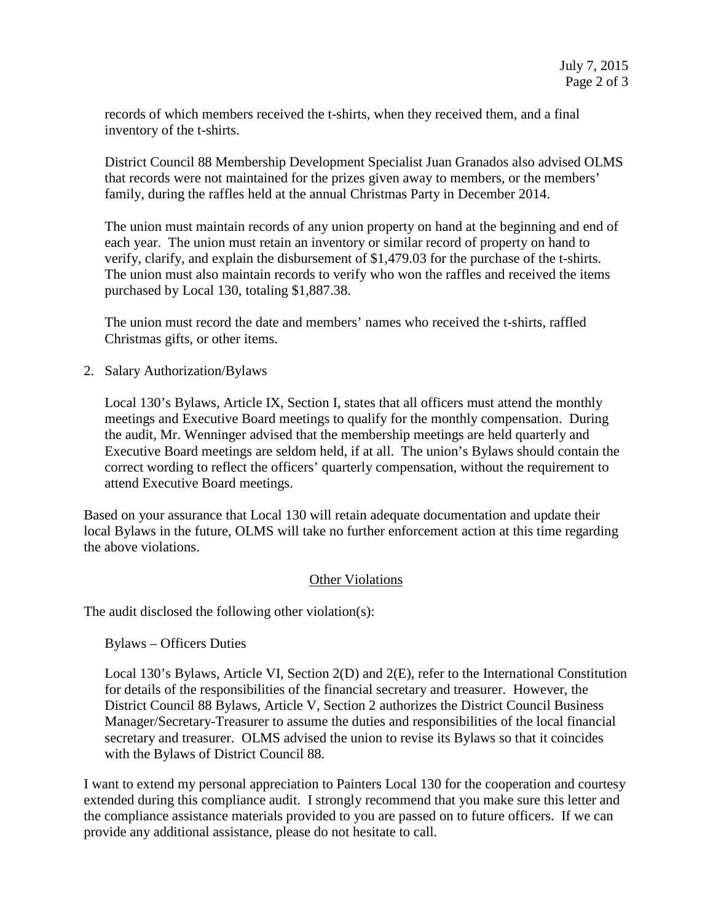records of which members received the t-shirts, when they received them, and a final inventory of the t-shirts.

District Council 88 Membership Development Specialist Juan Granados also advised OLMS that records were not maintained for the prizes given away to members, or the members' family, during the raffles held at the annual Christmas Party in December 2014.

The union must maintain records of any union property on hand at the beginning and end of each year. The union must retain an inventory or similar record of property on hand to verify, clarify, and explain the disbursement of $1,479.03 for the purchase of the t-shirts. The union must also maintain records to verify who won the raffles and received the items purchased by Local 130, totaling $1,887.38.

The union must record the date and members' names who received the t-shirts, raffled Christmas gifts, or other items.

2. Salary Authorization/Bylaws

   Local 130's Bylaws, Article IX, Section I, states that all officers must attend the monthly meetings and Executive Board meetings to qualify for the monthly compensation. During the audit, Mr. Wenninger advised that the membership meetings are held quarterly and Executive Board meetings are seldom held, if at all. The union's Bylaws should contain the correct wording to reflect the officers' quarterly compensation, without the requirement to attend Executive Board meetings.

Based on your assurance that Local 130 will retain adequate documentation and update their local Bylaws in the future, OLMS will take no further enforcement action at this time regarding the above violations.

## Other Violations

The audit disclosed the following other violation(s):

Bylaws – Officers Duties

Local 130's Bylaws, Article VI, Section 2(D) and 2(E), refer to the International Constitution for details of the responsibilities of the financial secretary and treasurer. However, the District Council 88 Bylaws, Article V, Section 2 authorizes the District Council Business Manager/Secretary-Treasurer to assume the duties and responsibilities of the local financial secretary and treasurer. OLMS advised the union to revise its Bylaws so that it coincides with the Bylaws of District Council 88.

I want to extend my personal appreciation to Painters Local 130 for the cooperation and courtesy extended during this compliance audit. I strongly recommend that you make sure this letter and the compliance assistance materials provided to you are passed on to future officers. If we can provide any additional assistance, please do not hesitate to call.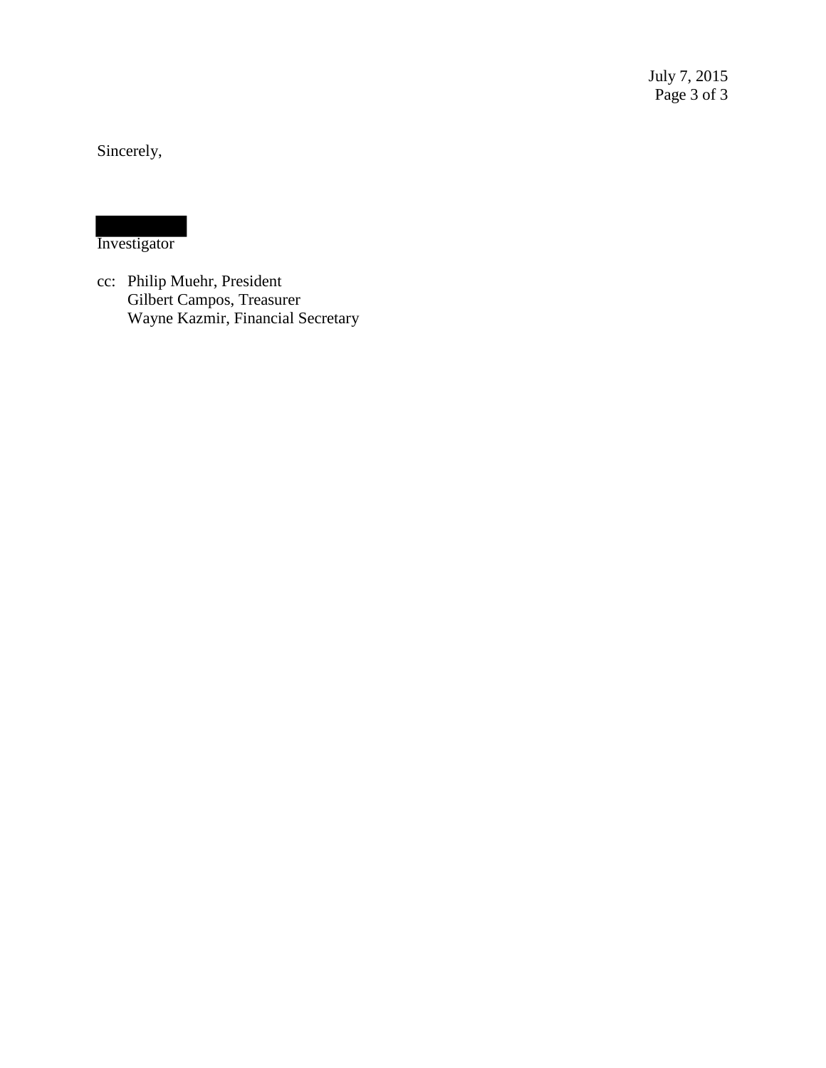Sincerely,

Investigator

cc: Philip Muehr, President
Gilbert Campos, Treasurer
Wayne Kazmir, Financial Secretary